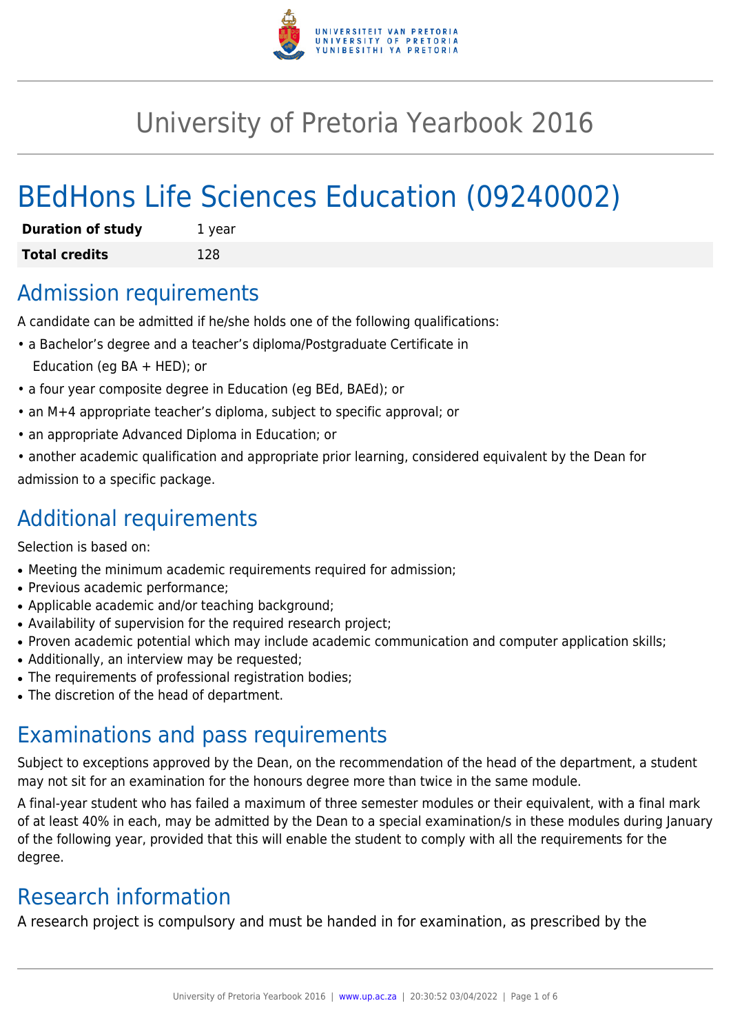# University of Pretoria Yearbook 2016

# BEdHons Life Sciences Education (09240002)

| **Duration of study** | 1 year |
| --- | --- |
| **Total credits** | 128 |

## Admission requirements

A candidate can be admitted if he/she holds one of the following qualifications:

- a Bachelor's degree and a teacher's diploma/Postgraduate Certificate in Education (eg BA + HED); or
- a four year composite degree in Education (eg BEd, BAEd); or
- an M+4 appropriate teacher's diploma, subject to specific approval; or
- an appropriate Advanced Diploma in Education; or
- another academic qualification and appropriate prior learning, considered equivalent by the Dean for admission to a specific package.

## Additional requirements

Selection is based on:

- Meeting the minimum academic requirements required for admission;
- Previous academic performance;
- Applicable academic and/or teaching background;
- Availability of supervision for the required research project;
- Proven academic potential which may include academic communication and computer application skills;
- Additionally, an interview may be requested;
- The requirements of professional registration bodies;
- The discretion of the head of department.

## Examinations and pass requirements

Subject to exceptions approved by the Dean, on the recommendation of the head of the department, a student may not sit for an examination for the honours degree more than twice in the same module.

A final-year student who has failed a maximum of three semester modules or their equivalent, with a final mark of at least 40% in each, may be admitted by the Dean to a special examination/s in these modules during January of the following year, provided that this will enable the student to comply with all the requirements for the degree.

## Research information

A research project is compulsory and must be handed in for examination, as prescribed by the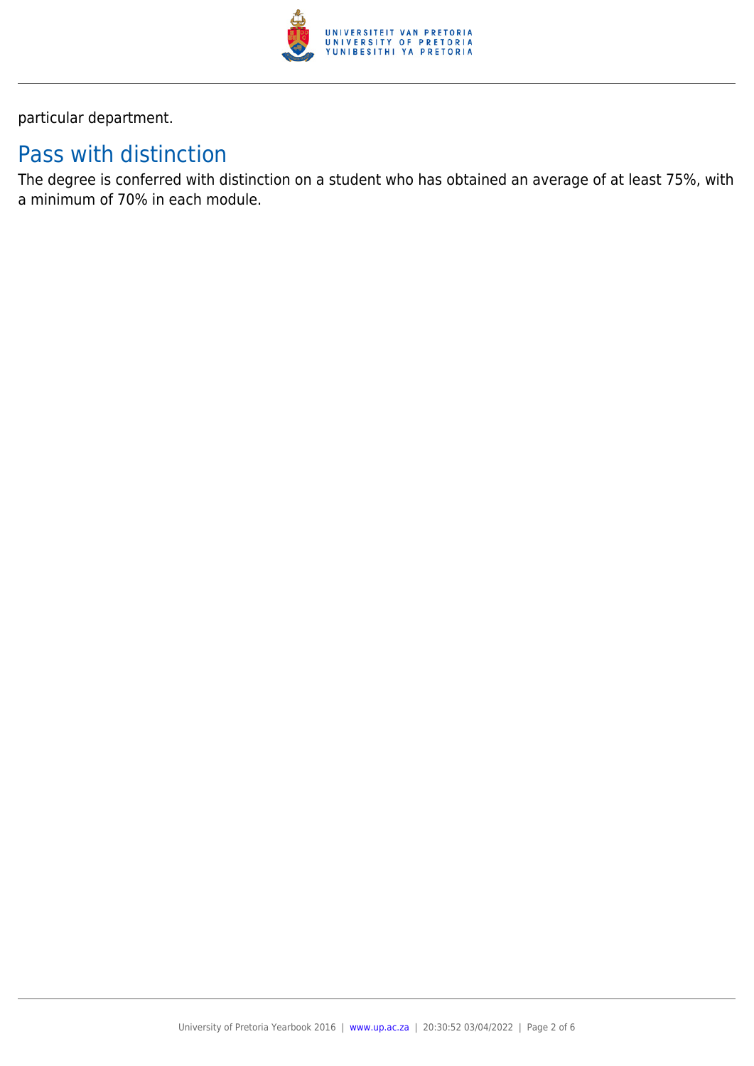particular department.

## Pass with distinction

The degree is conferred with distinction on a student who has obtained an average of at least 75%, with a minimum of 70% in each module.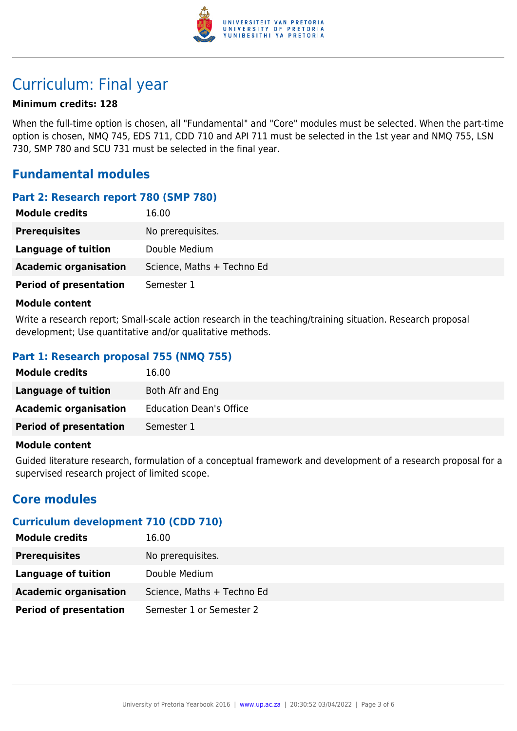# Curriculum: Final year

**Minimum credits: 128**

When the full-time option is chosen, all "Fundamental" and "Core" modules must be selected. When the part-time option is chosen, NMQ 745, EDS 711, CDD 710 and API 711 must be selected in the 1st year and NMQ 755, LSN 730, SMP 780 and SCU 731 must be selected in the final year.

## Fundamental modules

### Part 2: Research report 780 (SMP 780)

| | |
|---|---|
| **Module credits** | 16.00 |
| **Prerequisites** | No prerequisites. |
| **Language of tuition** | Double Medium |
| **Academic organisation** | Science, Maths + Techno Ed |
| **Period of presentation** | Semester 1 |

**Module content**

Write a research report; Small-scale action research in the teaching/training situation. Research proposal development; Use quantitative and/or qualitative methods.

### Part 1: Research proposal 755 (NMQ 755)

| | |
|---|---|
| **Module credits** | 16.00 |
| **Language of tuition** | Both Afr and Eng |
| **Academic organisation** | Education Dean's Office |
| **Period of presentation** | Semester 1 |

**Module content**

Guided literature research, formulation of a conceptual framework and development of a research proposal for a supervised research project of limited scope.

## Core modules

### Curriculum development 710 (CDD 710)

| | |
|---|---|
| **Module credits** | 16.00 |
| **Prerequisites** | No prerequisites. |
| **Language of tuition** | Double Medium |
| **Academic organisation** | Science, Maths + Techno Ed |
| **Period of presentation** | Semester 1 or Semester 2 |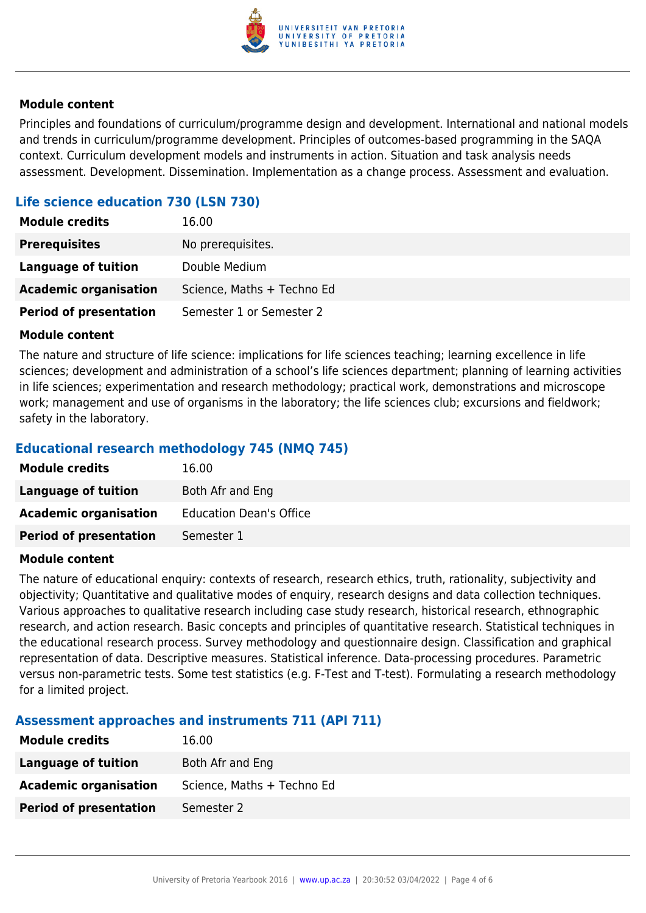### Module content

Principles and foundations of curriculum/programme design and development. International and national models and trends in curriculum/programme development. Principles of outcomes-based programming in the SAQA context. Curriculum development models and instruments in action. Situation and task analysis needs assessment. Development. Dissemination. Implementation as a change process. Assessment and evaluation.

## Life science education 730 (LSN 730)

| | |
|---|---|
| **Module credits** | 16.00 |
| **Prerequisites** | No prerequisites. |
| **Language of tuition** | Double Medium |
| **Academic organisation** | Science, Maths + Techno Ed |
| **Period of presentation** | Semester 1 or Semester 2 |

### Module content

The nature and structure of life science: implications for life sciences teaching; learning excellence in life sciences; development and administration of a school's life sciences department; planning of learning activities in life sciences; experimentation and research methodology; practical work, demonstrations and microscope work; management and use of organisms in the laboratory; the life sciences club; excursions and fieldwork; safety in the laboratory.

## Educational research methodology 745 (NMQ 745)

| | |
|---|---|
| **Module credits** | 16.00 |
| **Language of tuition** | Both Afr and Eng |
| **Academic organisation** | Education Dean's Office |
| **Period of presentation** | Semester 1 |

### Module content

The nature of educational enquiry: contexts of research, research ethics, truth, rationality, subjectivity and objectivity; Quantitative and qualitative modes of enquiry, research designs and data collection techniques. Various approaches to qualitative research including case study research, historical research, ethnographic research, and action research. Basic concepts and principles of quantitative research. Statistical techniques in the educational research process. Survey methodology and questionnaire design. Classification and graphical representation of data. Descriptive measures. Statistical inference. Data-processing procedures. Parametric versus non-parametric tests. Some test statistics (e.g. F-Test and T-test). Formulating a research methodology for a limited project.

## Assessment approaches and instruments 711 (API 711)

| | |
|---|---|
| **Module credits** | 16.00 |
| **Language of tuition** | Both Afr and Eng |
| **Academic organisation** | Science, Maths + Techno Ed |
| **Period of presentation** | Semester 2 |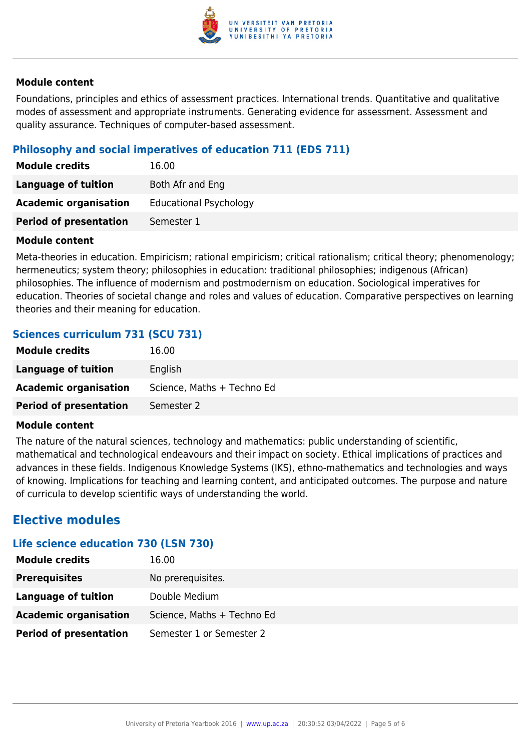#### Module content

Foundations, principles and ethics of assessment practices. International trends. Quantitative and qualitative modes of assessment and appropriate instruments. Generating evidence for assessment. Assessment and quality assurance. Techniques of computer-based assessment.

### Philosophy and social imperatives of education 711 (EDS 711)

| | |
|---|---|
| **Module credits** | 16.00 |
| **Language of tuition** | Both Afr and Eng |
| **Academic organisation** | Educational Psychology |
| **Period of presentation** | Semester 1 |

#### Module content

Meta-theories in education. Empiricism; rational empiricism; critical rationalism; critical theory; phenomenology; hermeneutics; system theory; philosophies in education: traditional philosophies; indigenous (African) philosophies. The influence of modernism and postmodernism on education. Sociological imperatives for education. Theories of societal change and roles and values of education. Comparative perspectives on learning theories and their meaning for education.

### Sciences curriculum 731 (SCU 731)

| | |
|---|---|
| **Module credits** | 16.00 |
| **Language of tuition** | English |
| **Academic organisation** | Science, Maths + Techno Ed |
| **Period of presentation** | Semester 2 |

#### Module content

The nature of the natural sciences, technology and mathematics: public understanding of scientific, mathematical and technological endeavours and their impact on society. Ethical implications of practices and advances in these fields. Indigenous Knowledge Systems (IKS), ethno-mathematics and technologies and ways of knowing. Implications for teaching and learning content, and anticipated outcomes. The purpose and nature of curricula to develop scientific ways of understanding the world.

## Elective modules

### Life science education 730 (LSN 730)

| | |
|---|---|
| **Module credits** | 16.00 |
| **Prerequisites** | No prerequisites. |
| **Language of tuition** | Double Medium |
| **Academic organisation** | Science, Maths + Techno Ed |
| **Period of presentation** | Semester 1 or Semester 2 |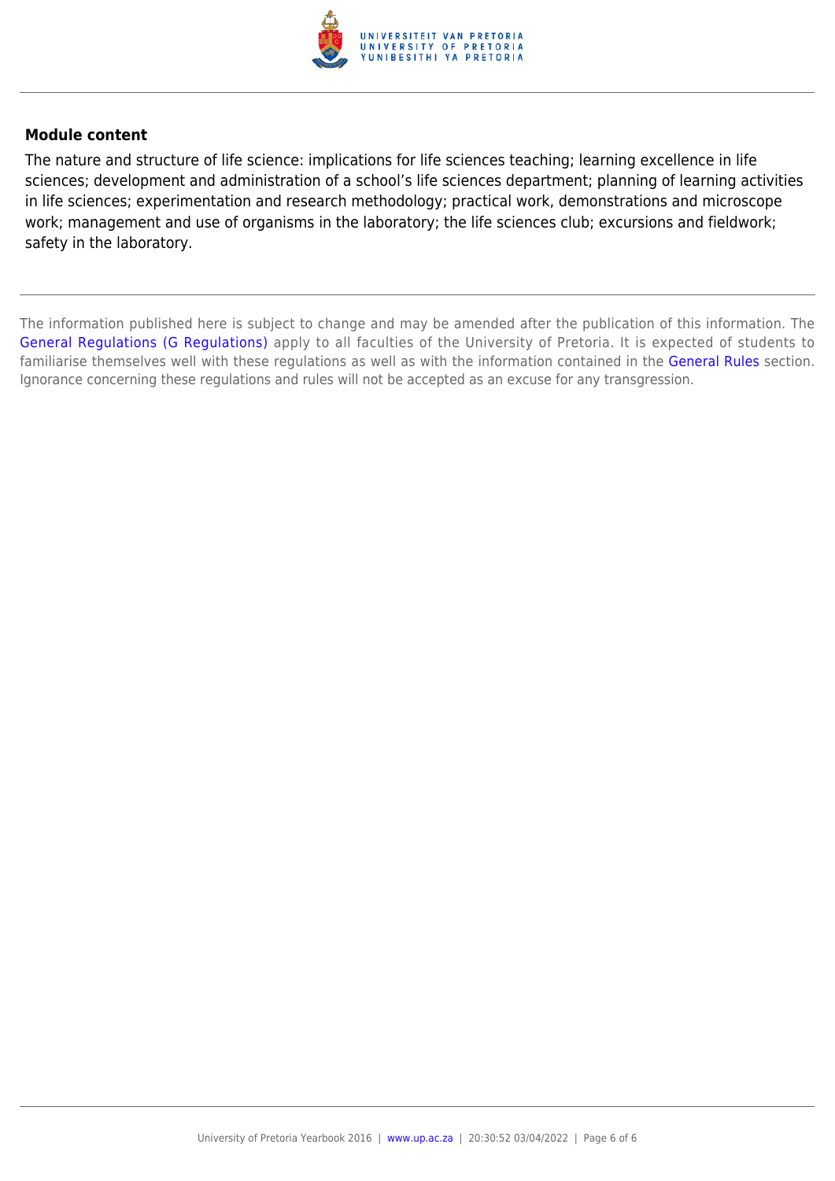**Module content**

The nature and structure of life science: implications for life sciences teaching; learning excellence in life sciences; development and administration of a school's life sciences department; planning of learning activities in life sciences; experimentation and research methodology; practical work, demonstrations and microscope work; management and use of organisms in the laboratory; the life sciences club; excursions and fieldwork; safety in the laboratory.

The information published here is subject to change and may be amended after the publication of this information. The General Regulations (G Regulations) apply to all faculties of the University of Pretoria. It is expected of students to familiarise themselves well with these regulations as well as with the information contained in the General Rules section. Ignorance concerning these regulations and rules will not be accepted as an excuse for any transgression.